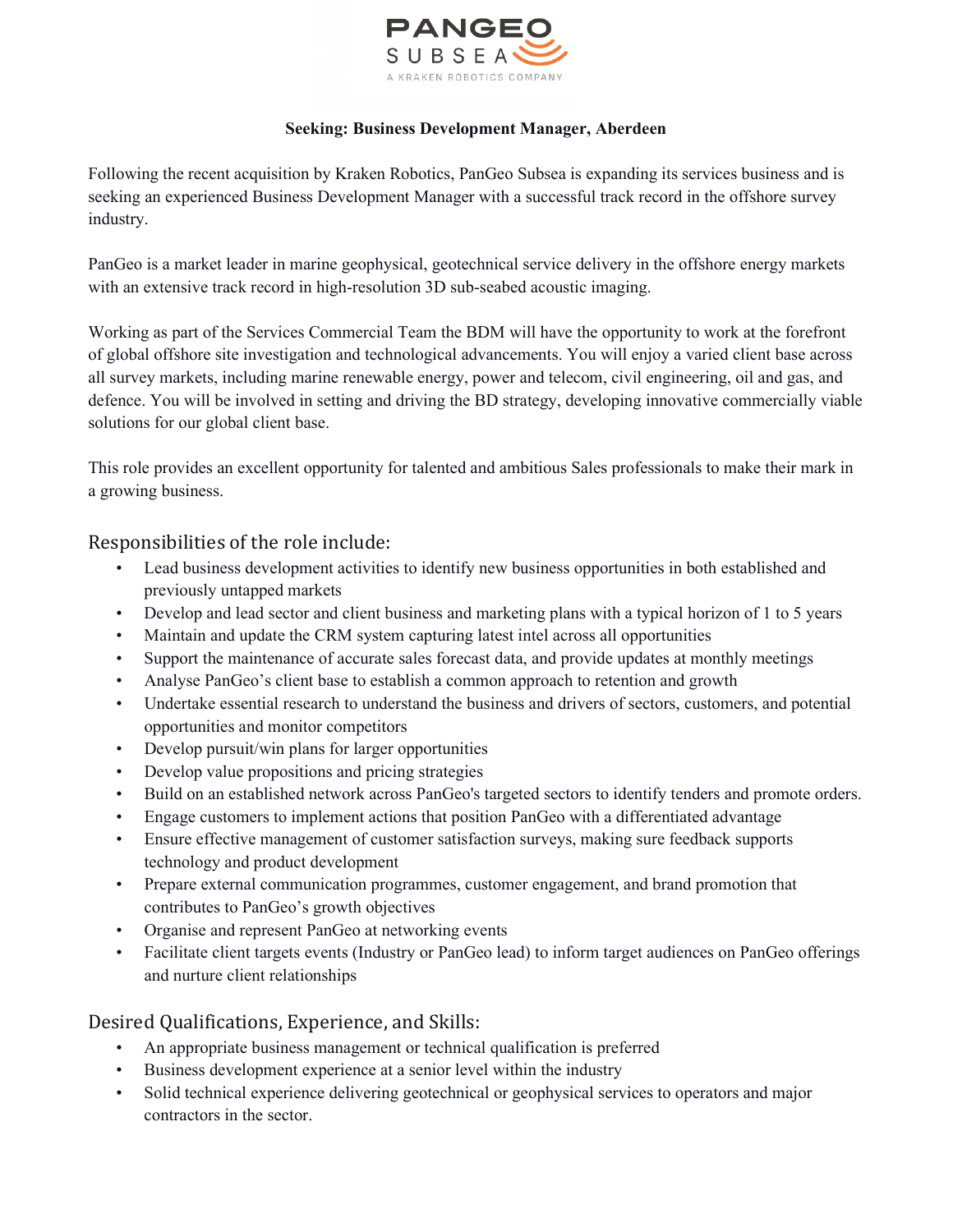PANGEO SUBSEA

A KRAKEN ROBOTICS COMPANY

**Seeking: Business Development Manager, Aberdeen**

Following the recent acquisition by Kraken Robotics, PanGeo Subsea is expanding its services business and is seeking an experienced Business Development Manager with a successful track record in the offshore survey industry.

PanGeo is a market leader in marine geophysical, geotechnical service delivery in the offshore energy markets with an extensive track record in high-resolution 3D sub-seabed acoustic imaging.

Working as part of the Services Commercial Team the BDM will have the opportunity to work at the forefront of global offshore site investigation and technological advancements. You will enjoy a varied client base across all survey markets, including marine renewable energy, power and telecom, civil engineering, oil and gas, and defence. You will be involved in setting and driving the BD strategy, developing innovative commercially viable solutions for our global client base.

This role provides an excellent opportunity for talented and ambitious Sales professionals to make their mark in a growing business.

## Responsibilities of the role include:

- Lead business development activities to identify new business opportunities in both established and previously untapped markets
- Develop and lead sector and client business and marketing plans with a typical horizon of 1 to 5 years
- Maintain and update the CRM system capturing latest intel across all opportunities
- Support the maintenance of accurate sales forecast data, and provide updates at monthly meetings
- Analyse PanGeo's client base to establish a common approach to retention and growth
- Undertake essential research to understand the business and drivers of sectors, customers, and potential opportunities and monitor competitors
- Develop pursuit/win plans for larger opportunities
- Develop value propositions and pricing strategies
- Build on an established network across PanGeo's targeted sectors to identify tenders and promote orders.
- Engage customers to implement actions that position PanGeo with a differentiated advantage
- Ensure effective management of customer satisfaction surveys, making sure feedback supports technology and product development
- Prepare external communication programmes, customer engagement, and brand promotion that contributes to PanGeo's growth objectives
- Organise and represent PanGeo at networking events
- Facilitate client targets events (Industry or PanGeo lead) to inform target audiences on PanGeo offerings and nurture client relationships

## Desired Qualifications, Experience, and Skills:

- An appropriate business management or technical qualification is preferred
- Business development experience at a senior level within the industry
- Solid technical experience delivering geotechnical or geophysical services to operators and major contractors in the sector.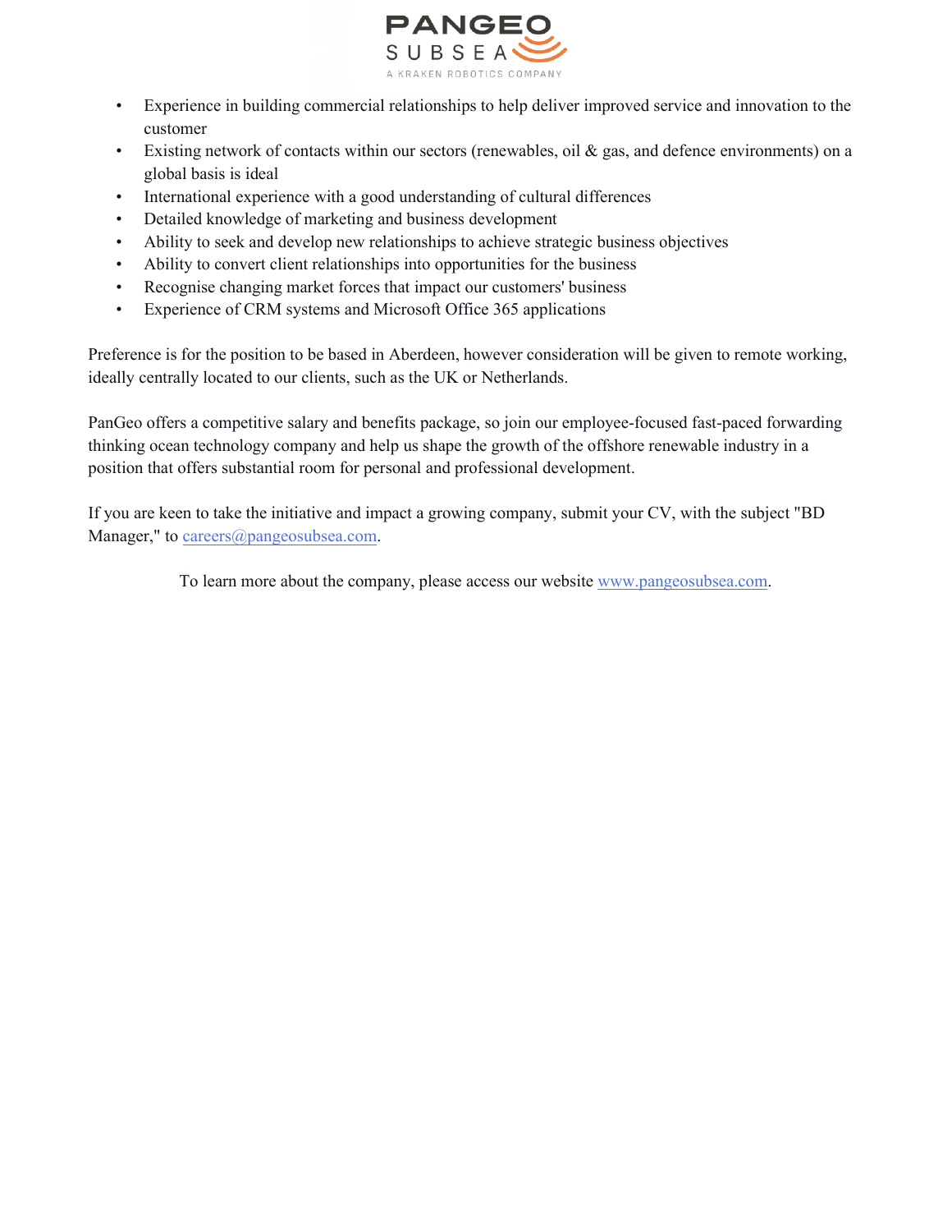- Experience in building commercial relationships to help deliver improved service and innovation to the customer
- Existing network of contacts within our sectors (renewables, oil & gas, and defence environments) on a global basis is ideal
- International experience with a good understanding of cultural differences
- Detailed knowledge of marketing and business development
- Ability to seek and develop new relationships to achieve strategic business objectives
- Ability to convert client relationships into opportunities for the business
- Recognise changing market forces that impact our customers' business
- Experience of CRM systems and Microsoft Office 365 applications

Preference is for the position to be based in Aberdeen, however consideration will be given to remote working, ideally centrally located to our clients, such as the UK or Netherlands.

PanGeo offers a competitive salary and benefits package, so join our employee-focused fast-paced forwarding thinking ocean technology company and help us shape the growth of the offshore renewable industry in a position that offers substantial room for personal and professional development.

If you are keen to take the initiative and impact a growing company, submit your CV, with the subject "BD Manager," to careers@pangeosubsea.com.

To learn more about the company, please access our website www.pangeosubsea.com.